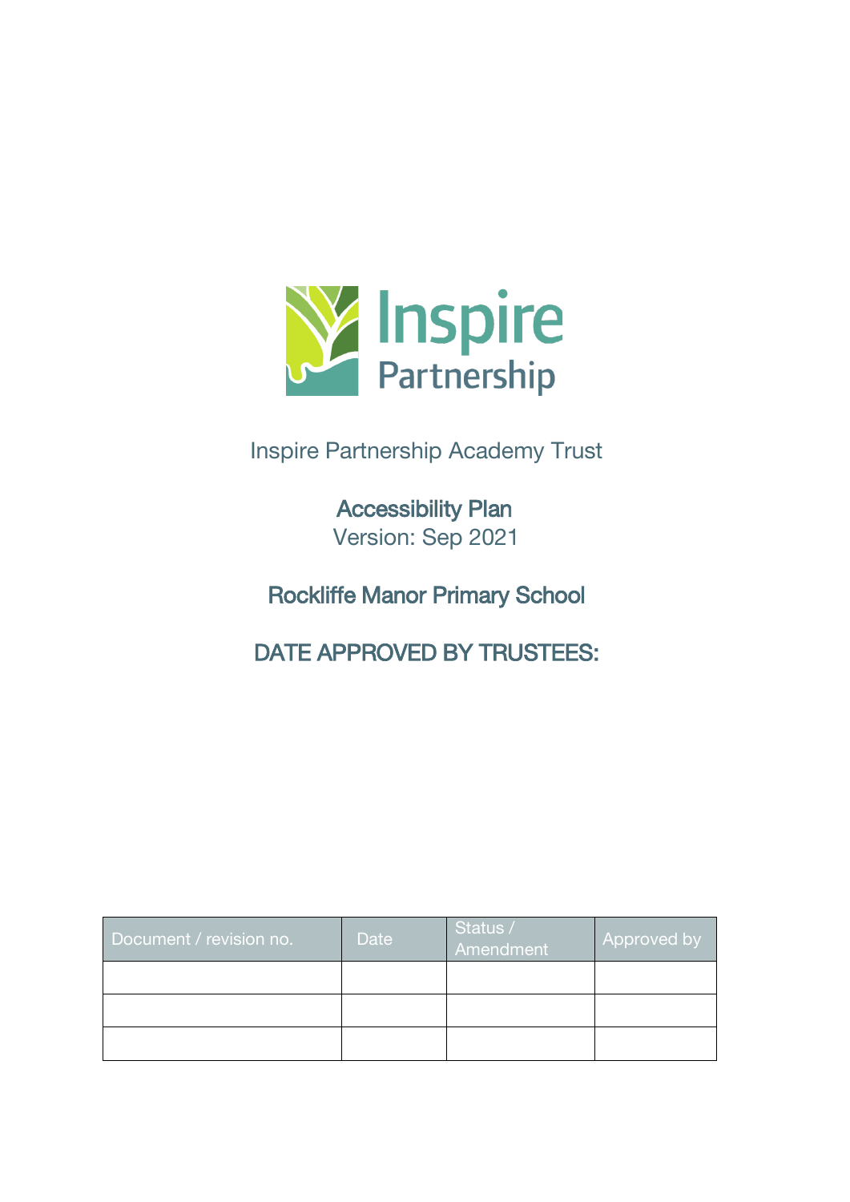Inspire Partnership

Inspire Partnership Academy Trust

# Accessibility Plan

Version: Sep 2021

## Rockliffe Manor Primary School

## DATE APPROVED BY TRUSTEES:

| Document / revision no. | Date | Status / Amendment | Approved by |
|---|---|---|---|
| | | | |
| | | | |
| | | | |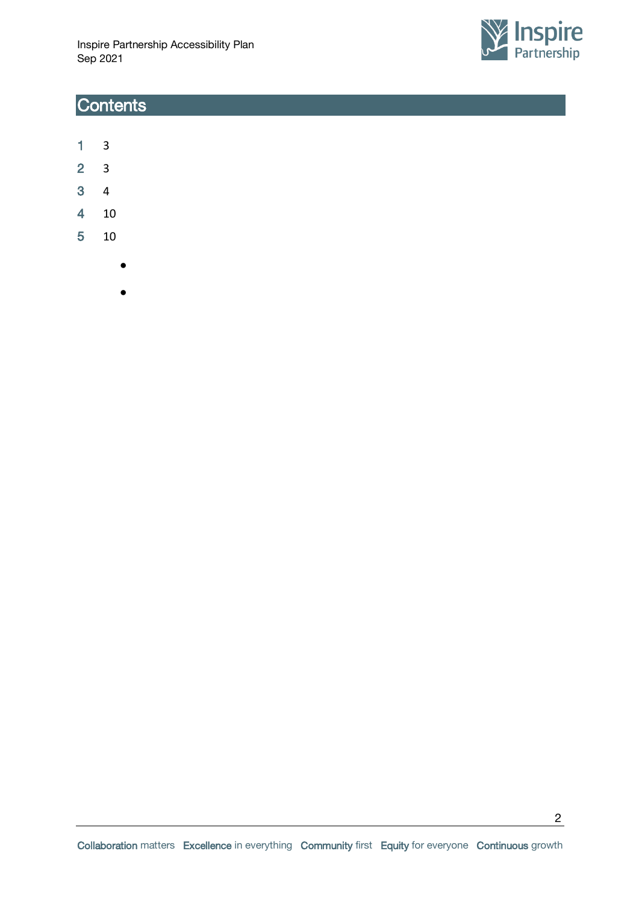# Contents

1 3

2 3

3 4

4 10

5 10

- 
-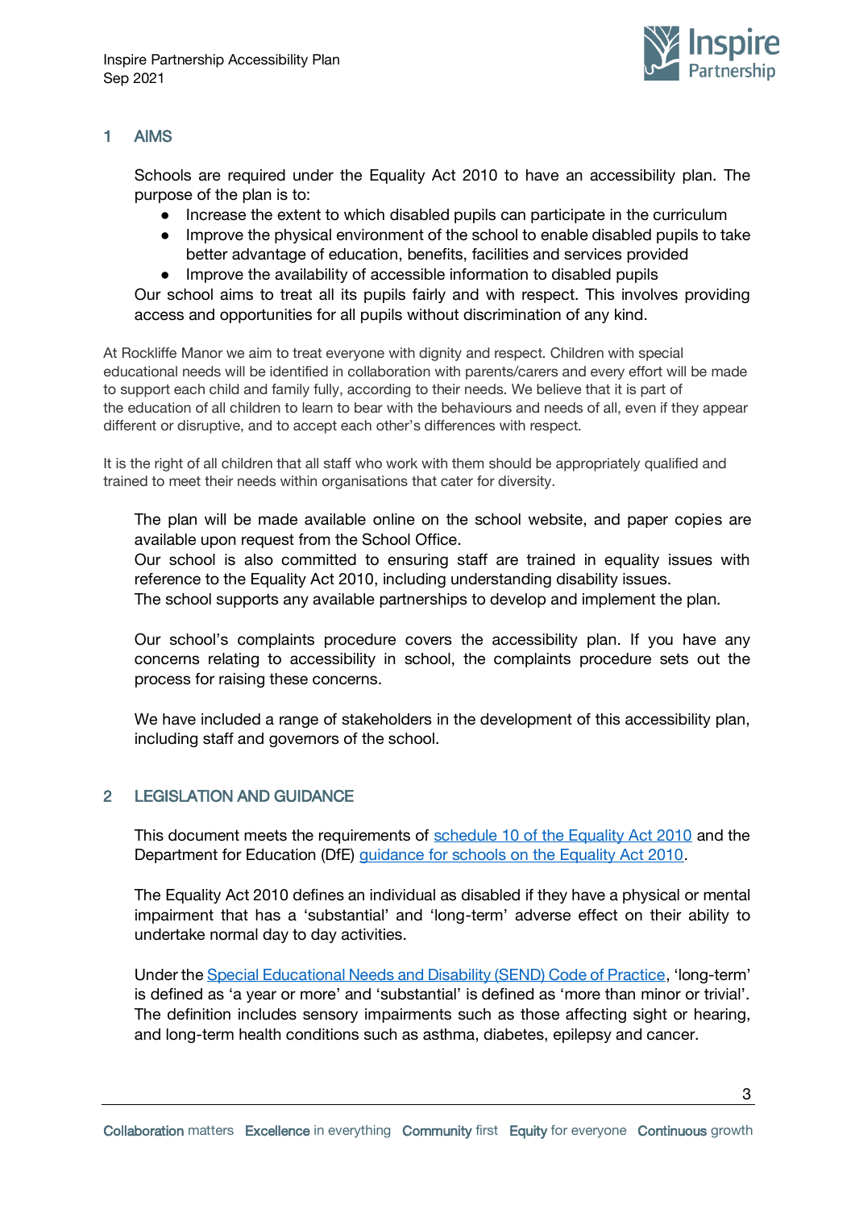## 1 AIMS

Schools are required under the Equality Act 2010 to have an accessibility plan. The purpose of the plan is to:

- Increase the extent to which disabled pupils can participate in the curriculum
- Improve the physical environment of the school to enable disabled pupils to take better advantage of education, benefits, facilities and services provided
- Improve the availability of accessible information to disabled pupils

Our school aims to treat all its pupils fairly and with respect. This involves providing access and opportunities for all pupils without discrimination of any kind.

At Rockliffe Manor we aim to treat everyone with dignity and respect. Children with special educational needs will be identified in collaboration with parents/carers and every effort will be made to support each child and family fully, according to their needs. We believe that it is part of the education of all children to learn to bear with the behaviours and needs of all, even if they appear different or disruptive, and to accept each other's differences with respect.

It is the right of all children that all staff who work with them should be appropriately qualified and trained to meet their needs within organisations that cater for diversity.

The plan will be made available online on the school website, and paper copies are available upon request from the School Office.
Our school is also committed to ensuring staff are trained in equality issues with reference to the Equality Act 2010, including understanding disability issues.
The school supports any available partnerships to develop and implement the plan.

Our school's complaints procedure covers the accessibility plan. If you have any concerns relating to accessibility in school, the complaints procedure sets out the process for raising these concerns.

We have included a range of stakeholders in the development of this accessibility plan, including staff and governors of the school.

## 2 LEGISLATION AND GUIDANCE

This document meets the requirements of schedule 10 of the Equality Act 2010 and the Department for Education (DfE) guidance for schools on the Equality Act 2010.

The Equality Act 2010 defines an individual as disabled if they have a physical or mental impairment that has a 'substantial' and 'long-term' adverse effect on their ability to undertake normal day to day activities.

Under the Special Educational Needs and Disability (SEND) Code of Practice, 'long-term' is defined as 'a year or more' and 'substantial' is defined as 'more than minor or trivial'. The definition includes sensory impairments such as those affecting sight or hearing, and long-term health conditions such as asthma, diabetes, epilepsy and cancer.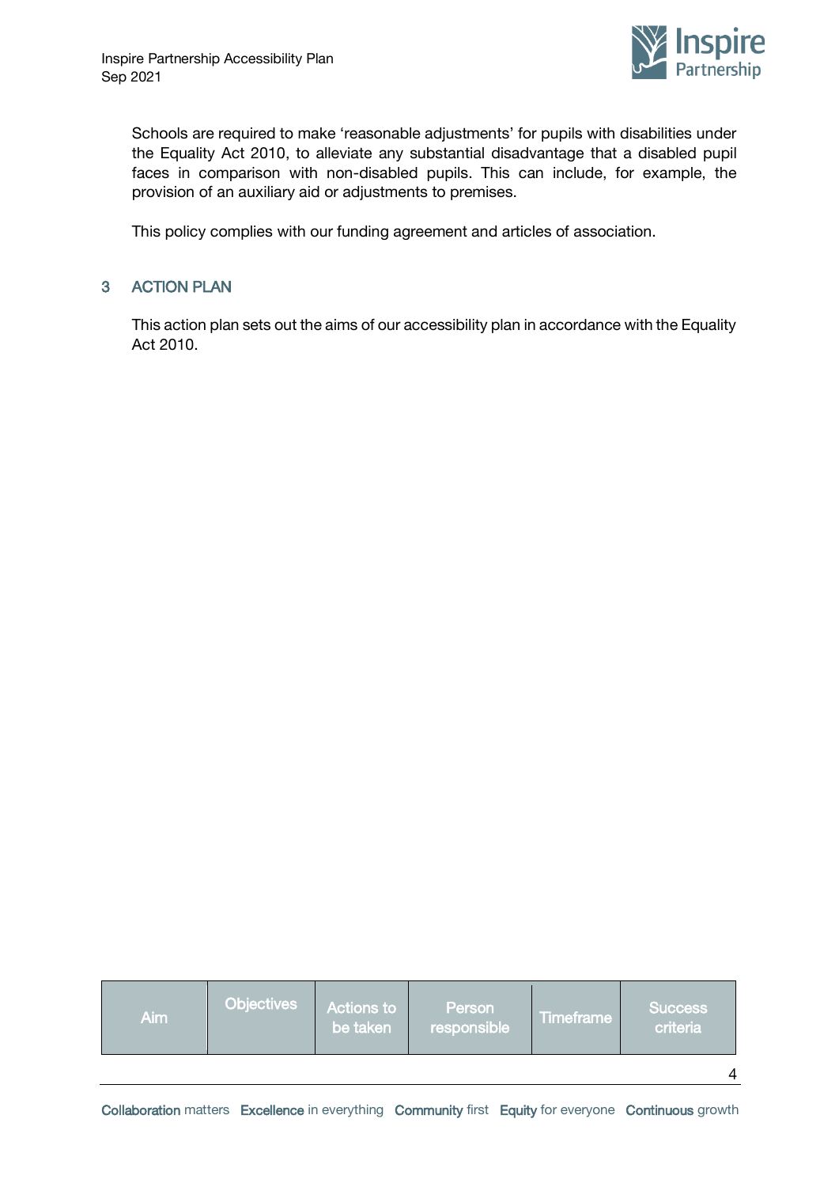Schools are required to make 'reasonable adjustments' for pupils with disabilities under the Equality Act 2010, to alleviate any substantial disadvantage that a disabled pupil faces in comparison with non-disabled pupils. This can include, for example, the provision of an auxiliary aid or adjustments to premises.

This policy complies with our funding agreement and articles of association.

## 3 ACTION PLAN

This action plan sets out the aims of our accessibility plan in accordance with the Equality Act 2010.

| Aim | Objectives | Actions to be taken | Person responsible | Timeframe | Success criteria |
|---|---|---|---|---|---|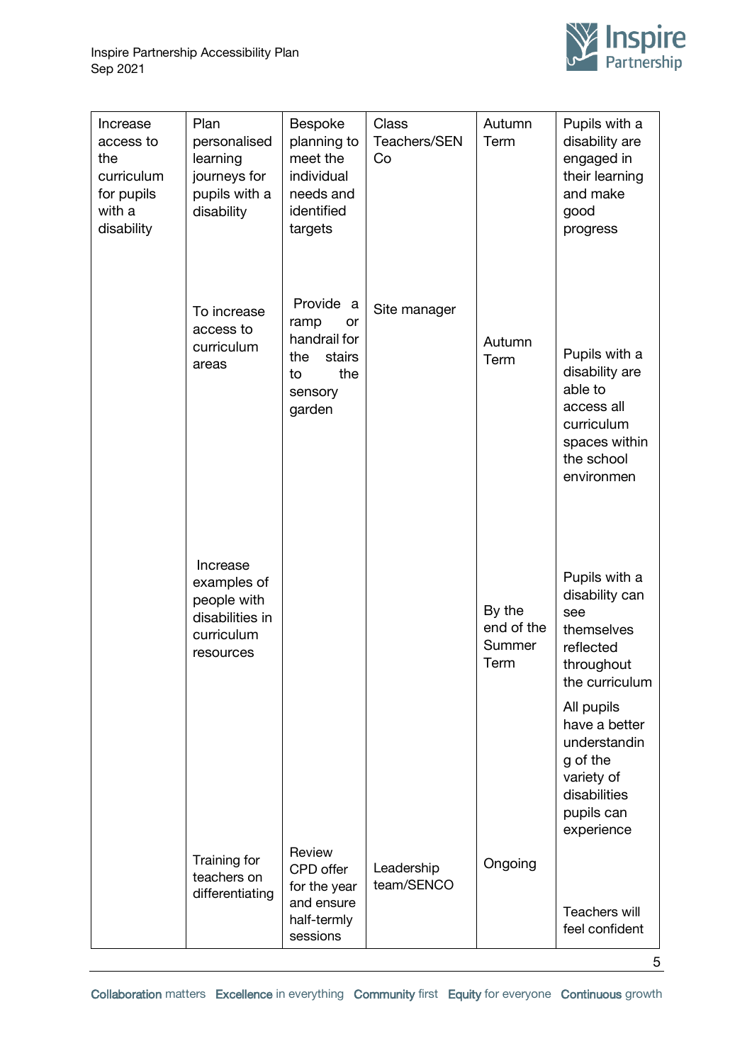| Increase access to the curriculum for pupils with a disability | Plan personalised learning journeys for pupils with a disability | Bespoke planning to meet the individual needs and identified targets | Class Teachers/SENCo | Autumn Term | Pupils with a disability are engaged in their learning and make good progress |
|---|---|---|---|---|---|
| | To increase access to curriculum areas | Provide a ramp or handrail for the stairs to the sensory garden | Site manager | Autumn Term | Pupils with a disability are able to access all curriculum spaces within the school environmen |
| | Increase examples of people with disabilities in curriculum resources | | | By the end of the Summer Term | Pupils with a disability can see themselves reflected throughout the curriculum<br><br>All pupils have a better understanding of the variety of disabilities pupils can experience |
| | Training for teachers on differentiating | Review CPD offer for the year and ensure half-termly sessions | Leadership team/SENCO | Ongoing | Teachers will feel confident |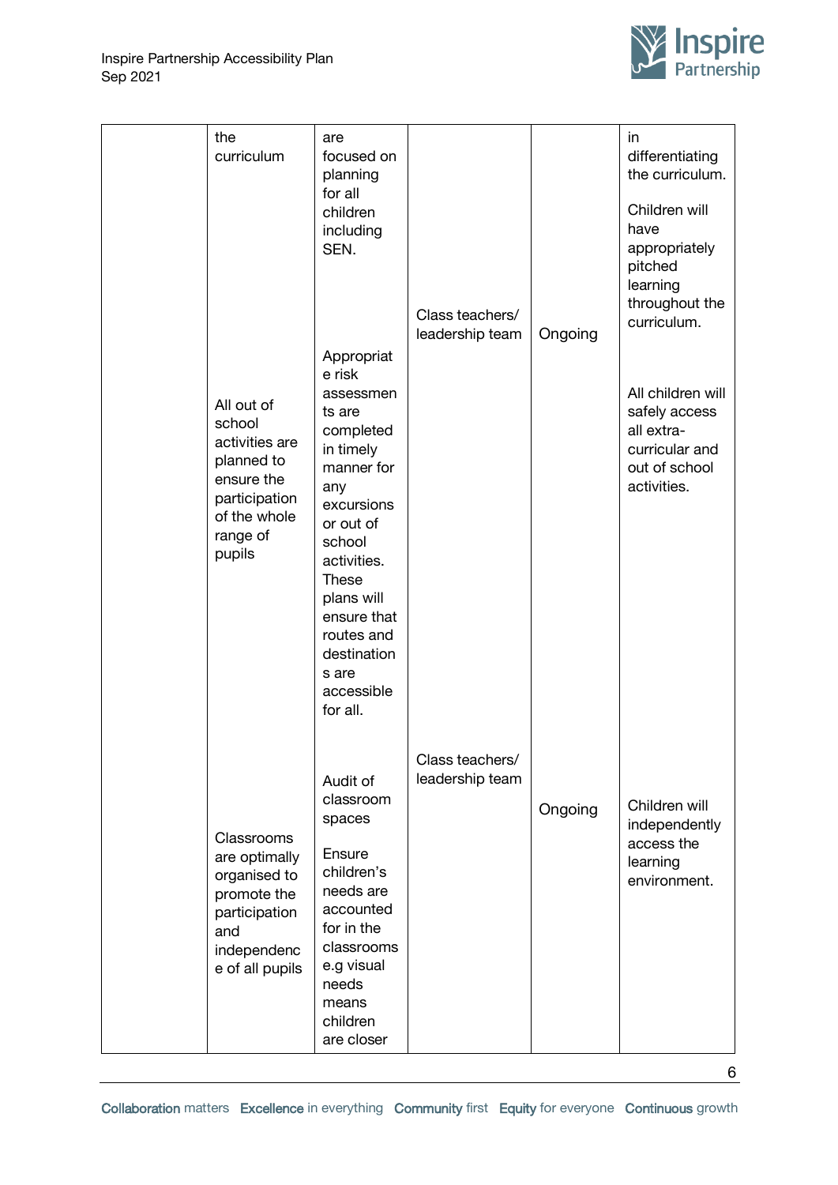| | | | | | |
|---|---|---|---|---|---|
| | the curriculum | are focused on planning for all children including SEN. | Class teachers/ leadership team | Ongoing | in differentiating the curriculum.<br><br>Children will have appropriately pitched learning throughout the curriculum. |
| | All out of school activities are planned to ensure the participation of the whole range of pupils | Appropriate risk assessments are completed in timely manner for any excursions or out of school activities. These plans will ensure that routes and destinations are accessible for all. | | | All children will safely access all extra-curricular and out of school activities. |
| | Classrooms are optimally organised to promote the participation and independence of all pupils | Audit of classroom spaces<br><br>Ensure children's needs are accounted for in the classrooms e.g visual needs means children are closer | Class teachers/ leadership team | Ongoing | Children will independently access the learning environment. |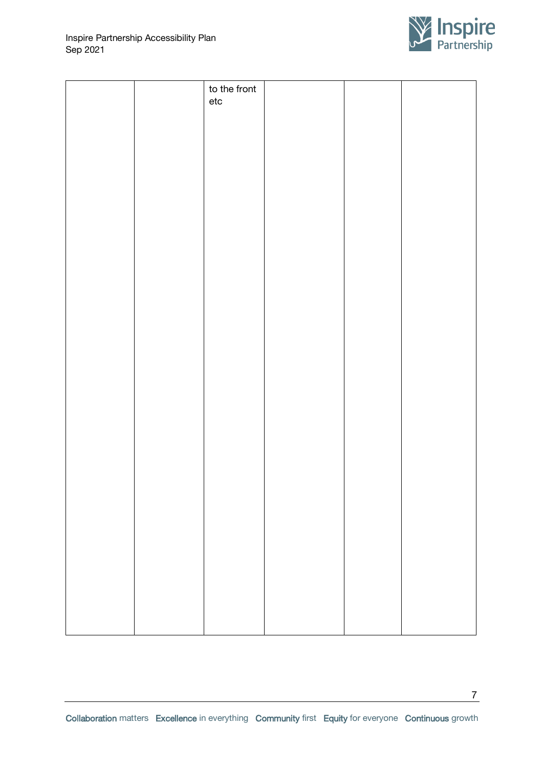| | | | | | |
|---|---|---|---|---|---|
| | | to the front etc | | | |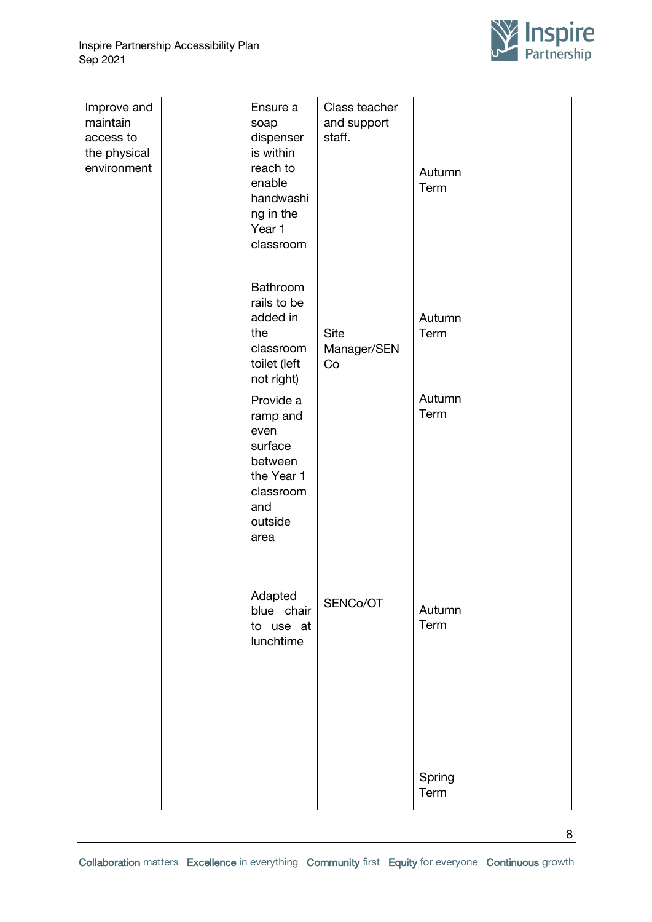| Improve and maintain access to the physical environment | | Ensure a soap dispenser is within reach to enable handwashing in the Year 1 classroom | Class teacher and support staff. | Autumn Term | |
|---|---|---|---|---|---|
| | | Bathroom rails to be added in the classroom toilet (left not right) | Site Manager/SENCo | Autumn Term | |
| | | Provide a ramp and even surface between the Year 1 classroom and outside area | | Autumn Term | |
| | | Adapted blue chair to use at lunchtime | SENCo/OT | Autumn Term | |
| | | | | Spring Term | |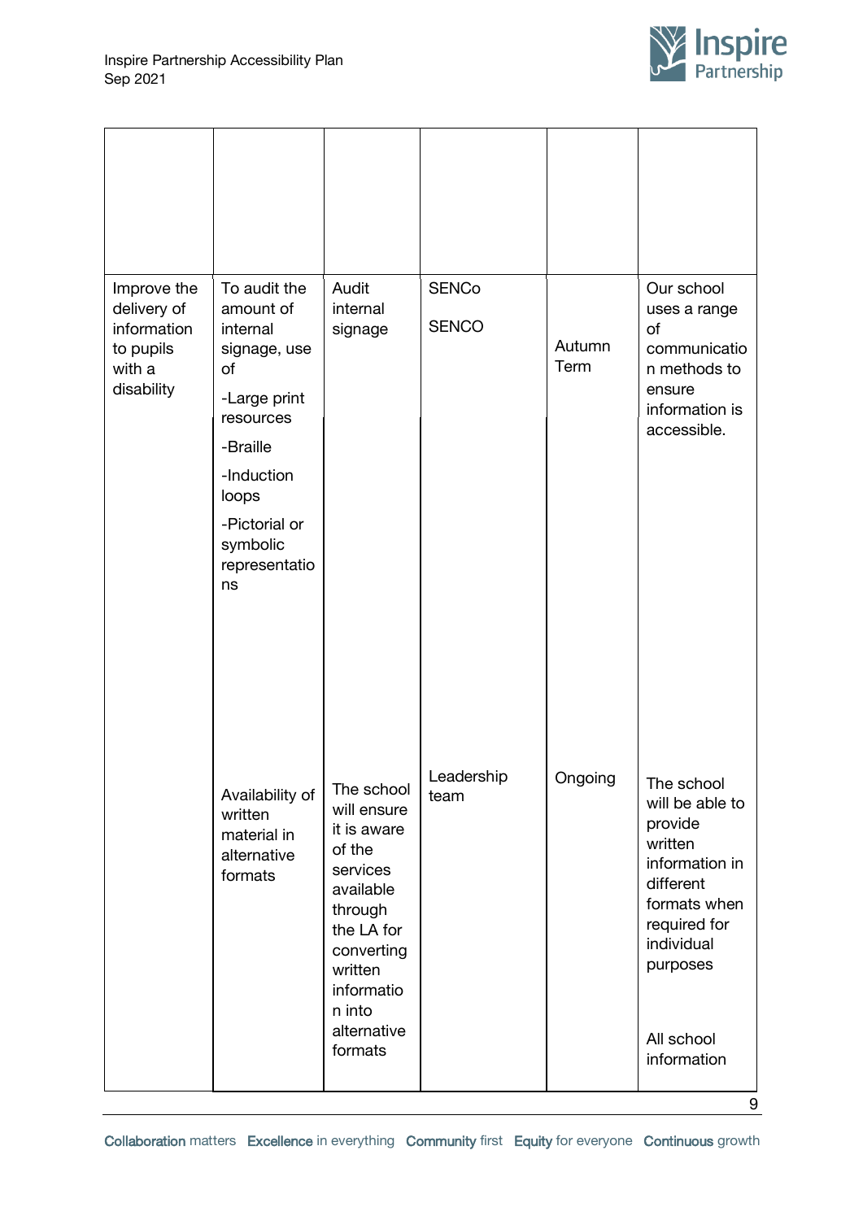| | | | | | |
|---|---|---|---|---|---|
| | | | | | |
| Improve the delivery of information to pupils with a disability | To audit the amount of internal signage, use of<br>-Large print resources<br>-Braille<br>-Induction loops<br>-Pictorial or symbolic representations | Audit internal signage | SENCo<br>SENCO | Autumn Term | Our school uses a range of communication methods to ensure information is accessible. |
| | Availability of written material in alternative formats | The school will ensure it is aware of the services available through the LA for converting written information into alternative formats | Leadership team | Ongoing | The school will be able to provide written information in different formats when required for individual purposes<br>All school information |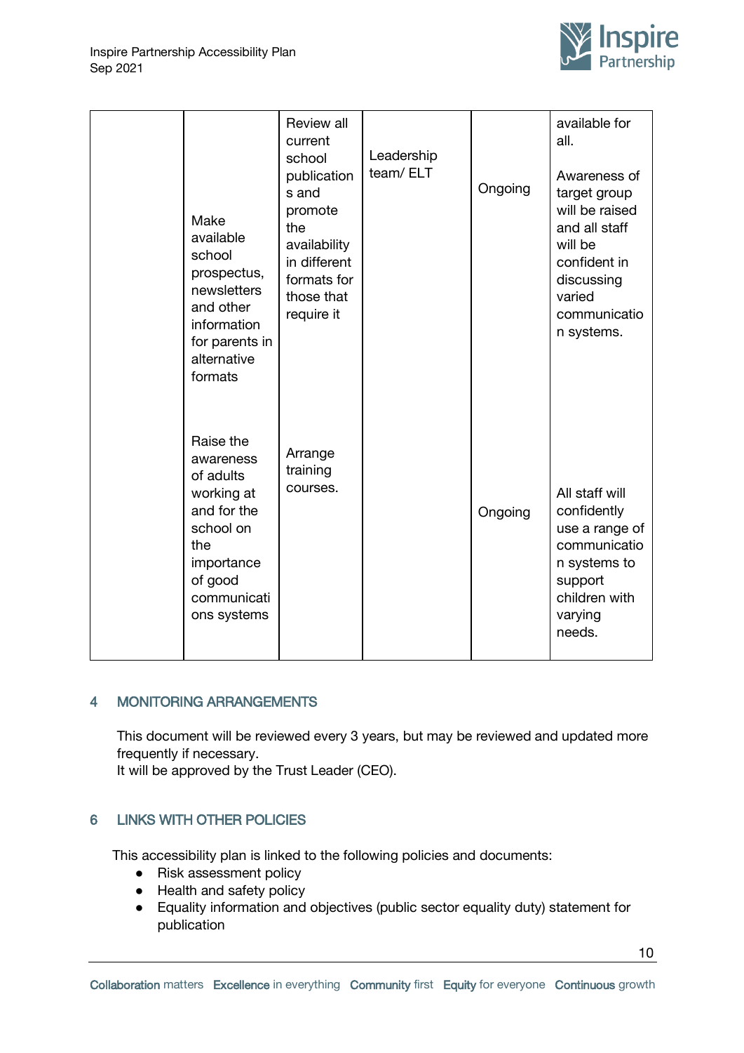| | | | | | |
|---|---|---|---|---|---|
| | Make available school prospectus, newsletters and other information for parents in alternative formats | Review all current school publications and promote the availability in different formats for those that require it | Leadership team/ ELT | Ongoing | available for all.<br><br>Awareness of target group will be raised and all staff will be confident in discussing varied communication systems. |
| | Raise the awareness of adults working at and for the school on the importance of good communications systems | Arrange training courses. | | Ongoing | All staff will confidently use a range of communication systems to support children with varying needs. |

## 4 MONITORING ARRANGEMENTS

This document will be reviewed every 3 years, but may be reviewed and updated more frequently if necessary.
It will be approved by the Trust Leader (CEO).

## 6 LINKS WITH OTHER POLICIES

This accessibility plan is linked to the following policies and documents:

- Risk assessment policy
- Health and safety policy
- Equality information and objectives (public sector equality duty) statement for publication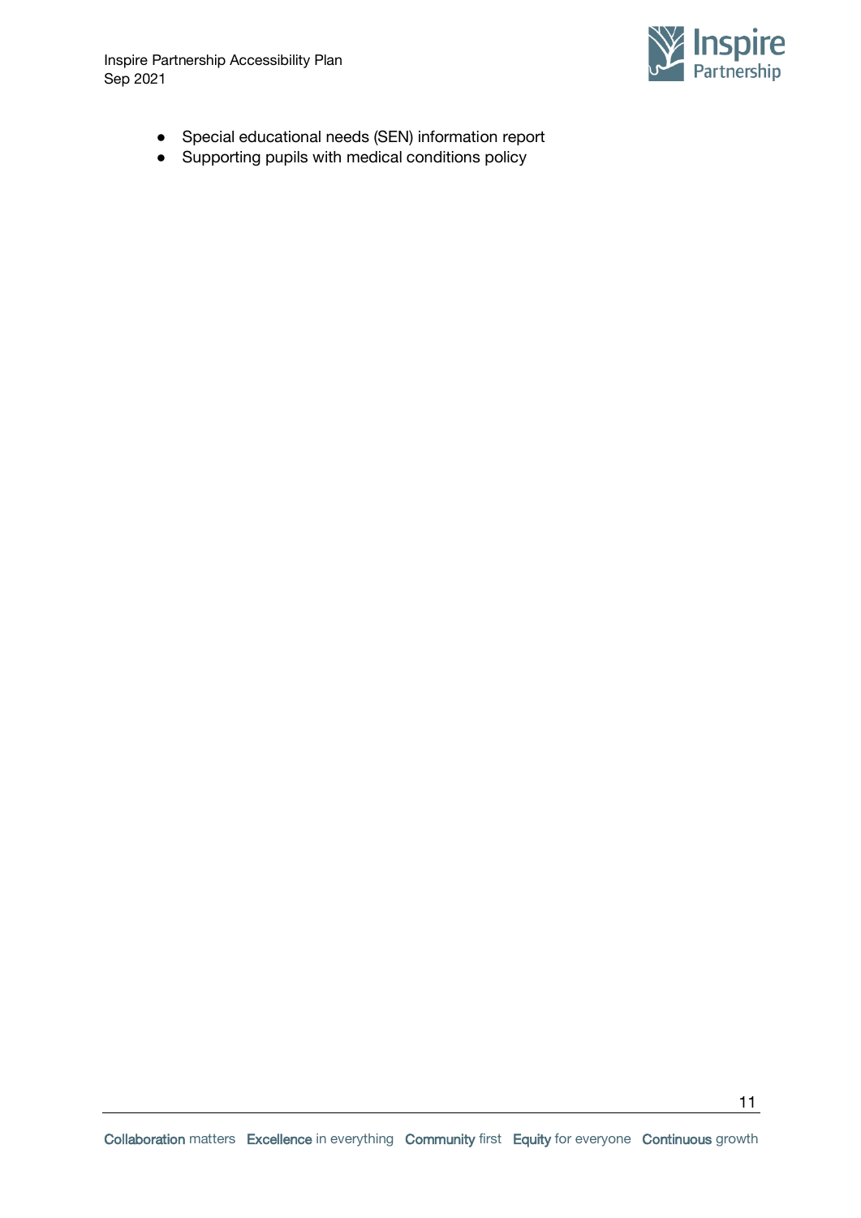- Special educational needs (SEN) information report
- Supporting pupils with medical conditions policy